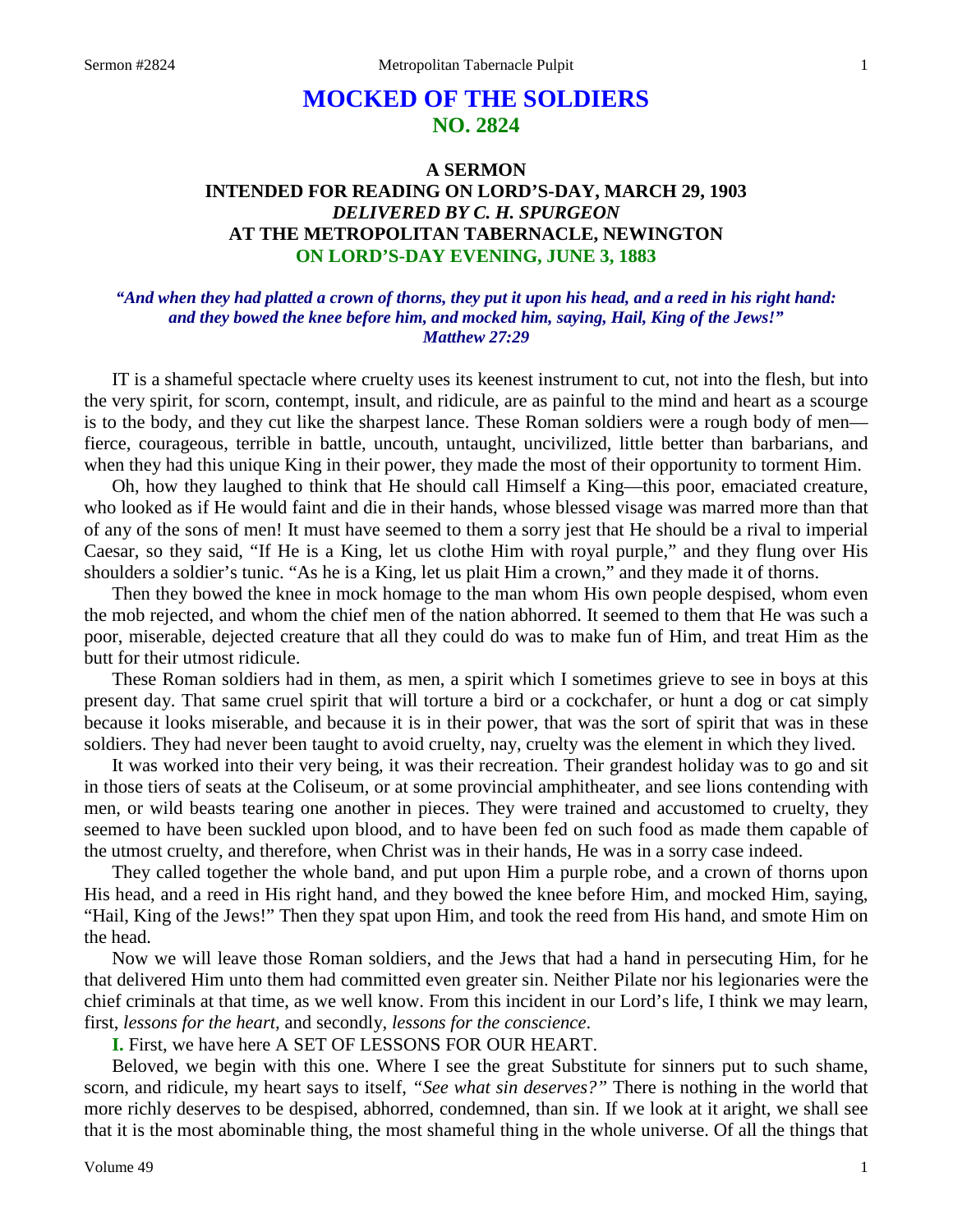# MOCKED OF THE SOLDIERS
## NO. 2824

### A SERMON
### INTENDED FOR READING ON LORD'S-DAY, MARCH 29, 1903
### *DELIVERED BY C. H. SPURGEON*
### AT THE METROPOLITAN TABERNACLE, NEWINGTON
### ON LORD'S-DAY EVENING, JUNE 3, 1883

***"And when they had platted a crown of thorns, they put it upon his head, and a reed in his right hand: and they bowed the knee before him, and mocked him, saying, Hail, King of the Jews!" Matthew 27:29***

IT is a shameful spectacle where cruelty uses its keenest instrument to cut, not into the flesh, but into the very spirit, for scorn, contempt, insult, and ridicule, are as painful to the mind and heart as a scourge is to the body, and they cut like the sharpest lance. These Roman soldiers were a rough body of men—fierce, courageous, terrible in battle, uncouth, untaught, uncivilized, little better than barbarians, and when they had this unique King in their power, they made the most of their opportunity to torment Him.

Oh, how they laughed to think that He should call Himself a King—this poor, emaciated creature, who looked as if He would faint and die in their hands, whose blessed visage was marred more than that of any of the sons of men! It must have seemed to them a sorry jest that He should be a rival to imperial Caesar, so they said, "If He is a King, let us clothe Him with royal purple," and they flung over His shoulders a soldier's tunic. "As he is a King, let us plait Him a crown," and they made it of thorns.

Then they bowed the knee in mock homage to the man whom His own people despised, whom even the mob rejected, and whom the chief men of the nation abhorred. It seemed to them that He was such a poor, miserable, dejected creature that all they could do was to make fun of Him, and treat Him as the butt for their utmost ridicule.

These Roman soldiers had in them, as men, a spirit which I sometimes grieve to see in boys at this present day. That same cruel spirit that will torture a bird or a cockchafer, or hunt a dog or cat simply because it looks miserable, and because it is in their power, that was the sort of spirit that was in these soldiers. They had never been taught to avoid cruelty, nay, cruelty was the element in which they lived.

It was worked into their very being, it was their recreation. Their grandest holiday was to go and sit in those tiers of seats at the Coliseum, or at some provincial amphitheater, and see lions contending with men, or wild beasts tearing one another in pieces. They were trained and accustomed to cruelty, they seemed to have been suckled upon blood, and to have been fed on such food as made them capable of the utmost cruelty, and therefore, when Christ was in their hands, He was in a sorry case indeed.

They called together the whole band, and put upon Him a purple robe, and a crown of thorns upon His head, and a reed in His right hand, and they bowed the knee before Him, and mocked Him, saying, "Hail, King of the Jews!" Then they spat upon Him, and took the reed from His hand, and smote Him on the head.

Now we will leave those Roman soldiers, and the Jews that had a hand in persecuting Him, for he that delivered Him unto them had committed even greater sin. Neither Pilate nor his legionaries were the chief criminals at that time, as we well know. From this incident in our Lord's life, I think we may learn, first, *lessons for the heart,* and secondly, *lessons for the conscience*.

**I.** First, we have here A SET OF LESSONS FOR OUR HEART.

Beloved, we begin with this one. Where I see the great Substitute for sinners put to such shame, scorn, and ridicule, my heart says to itself, *"See what sin deserves?"* There is nothing in the world that more richly deserves to be despised, abhorred, condemned, than sin. If we look at it aright, we shall see that it is the most abominable thing, the most shameful thing in the whole universe. Of all the things that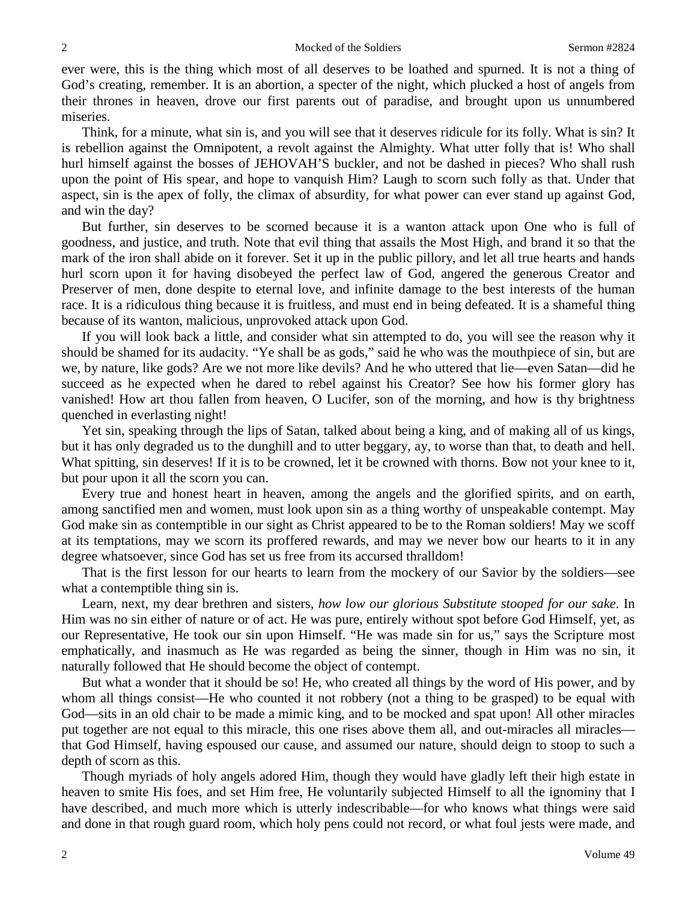ever were, this is the thing which most of all deserves to be loathed and spurned. It is not a thing of God's creating, remember. It is an abortion, a specter of the night, which plucked a host of angels from their thrones in heaven, drove our first parents out of paradise, and brought upon us unnumbered miseries.

Think, for a minute, what sin is, and you will see that it deserves ridicule for its folly. What is sin? It is rebellion against the Omnipotent, a revolt against the Almighty. What utter folly that is! Who shall hurl himself against the bosses of JEHOVAH'S buckler, and not be dashed in pieces? Who shall rush upon the point of His spear, and hope to vanquish Him? Laugh to scorn such folly as that. Under that aspect, sin is the apex of folly, the climax of absurdity, for what power can ever stand up against God, and win the day?

But further, sin deserves to be scorned because it is a wanton attack upon One who is full of goodness, and justice, and truth. Note that evil thing that assails the Most High, and brand it so that the mark of the iron shall abide on it forever. Set it up in the public pillory, and let all true hearts and hands hurl scorn upon it for having disobeyed the perfect law of God, angered the generous Creator and Preserver of men, done despite to eternal love, and infinite damage to the best interests of the human race. It is a ridiculous thing because it is fruitless, and must end in being defeated. It is a shameful thing because of its wanton, malicious, unprovoked attack upon God.

If you will look back a little, and consider what sin attempted to do, you will see the reason why it should be shamed for its audacity. "Ye shall be as gods," said he who was the mouthpiece of sin, but are we, by nature, like gods? Are we not more like devils? And he who uttered that lie—even Satan—did he succeed as he expected when he dared to rebel against his Creator? See how his former glory has vanished! How art thou fallen from heaven, O Lucifer, son of the morning, and how is thy brightness quenched in everlasting night!

Yet sin, speaking through the lips of Satan, talked about being a king, and of making all of us kings, but it has only degraded us to the dunghill and to utter beggary, ay, to worse than that, to death and hell. What spitting, sin deserves! If it is to be crowned, let it be crowned with thorns. Bow not your knee to it, but pour upon it all the scorn you can.

Every true and honest heart in heaven, among the angels and the glorified spirits, and on earth, among sanctified men and women, must look upon sin as a thing worthy of unspeakable contempt. May God make sin as contemptible in our sight as Christ appeared to be to the Roman soldiers! May we scoff at its temptations, may we scorn its proffered rewards, and may we never bow our hearts to it in any degree whatsoever, since God has set us free from its accursed thralldom!

That is the first lesson for our hearts to learn from the mockery of our Savior by the soldiers—see what a contemptible thing sin is.

Learn, next, my dear brethren and sisters, *how low our glorious Substitute stooped for our sake*. In Him was no sin either of nature or of act. He was pure, entirely without spot before God Himself, yet, as our Representative, He took our sin upon Himself. "He was made sin for us," says the Scripture most emphatically, and inasmuch as He was regarded as being the sinner, though in Him was no sin, it naturally followed that He should become the object of contempt.

But what a wonder that it should be so! He, who created all things by the word of His power, and by whom all things consist—He who counted it not robbery (not a thing to be grasped) to be equal with God—sits in an old chair to be made a mimic king, and to be mocked and spat upon! All other miracles put together are not equal to this miracle, this one rises above them all, and out-miracles all miracles—that God Himself, having espoused our cause, and assumed our nature, should deign to stoop to such a depth of scorn as this.

Though myriads of holy angels adored Him, though they would have gladly left their high estate in heaven to smite His foes, and set Him free, He voluntarily subjected Himself to all the ignominy that I have described, and much more which is utterly indescribable—for who knows what things were said and done in that rough guard room, which holy pens could not record, or what foul jests were made, and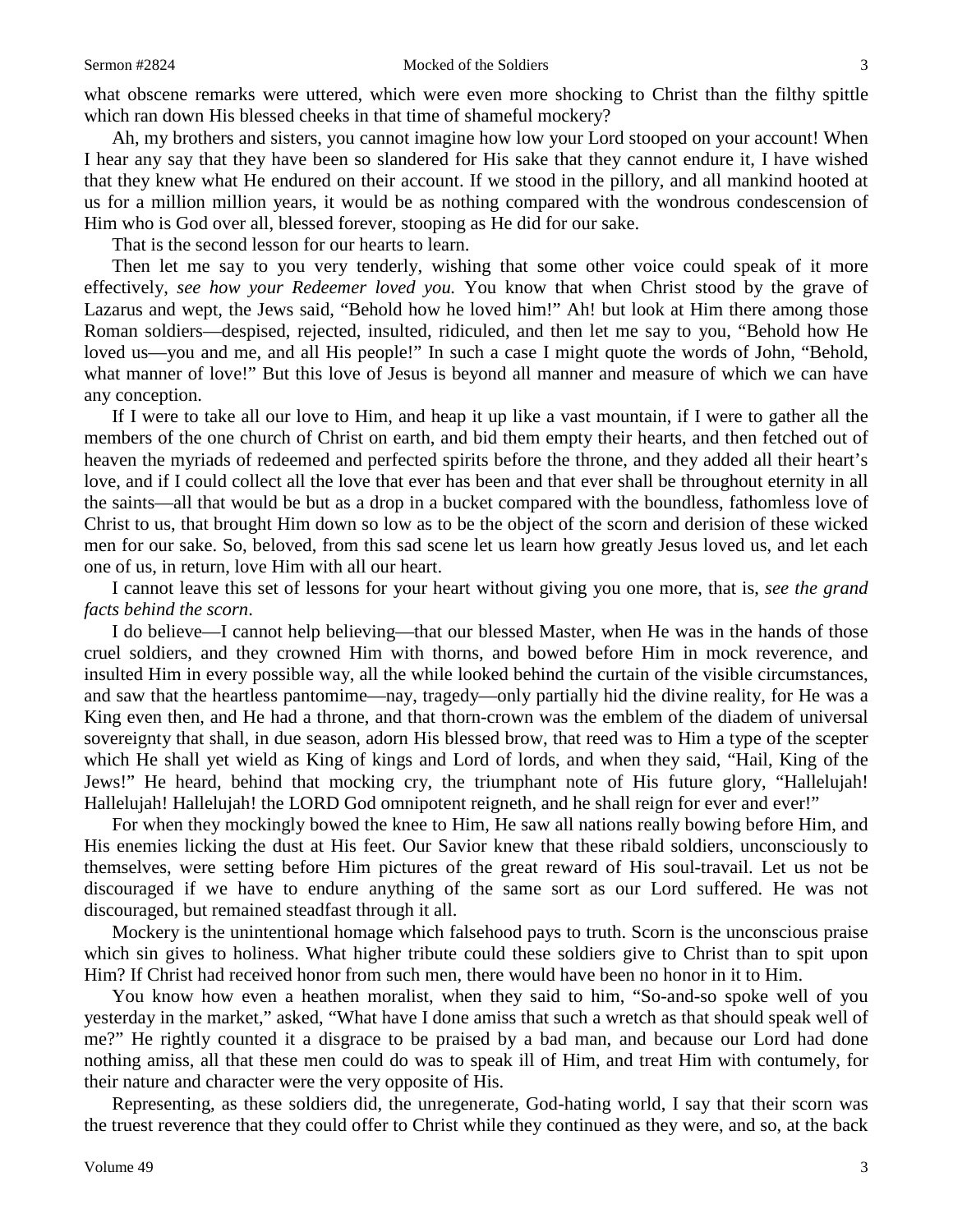what obscene remarks were uttered, which were even more shocking to Christ than the filthy spittle which ran down His blessed cheeks in that time of shameful mockery?

Ah, my brothers and sisters, you cannot imagine how low your Lord stooped on your account! When I hear any say that they have been so slandered for His sake that they cannot endure it, I have wished that they knew what He endured on their account. If we stood in the pillory, and all mankind hooted at us for a million million years, it would be as nothing compared with the wondrous condescension of Him who is God over all, blessed forever, stooping as He did for our sake.

That is the second lesson for our hearts to learn.

Then let me say to you very tenderly, wishing that some other voice could speak of it more effectively, *see how your Redeemer loved you.* You know that when Christ stood by the grave of Lazarus and wept, the Jews said, "Behold how he loved him!" Ah! but look at Him there among those Roman soldiers—despised, rejected, insulted, ridiculed, and then let me say to you, "Behold how He loved us—you and me, and all His people!" In such a case I might quote the words of John, "Behold, what manner of love!" But this love of Jesus is beyond all manner and measure of which we can have any conception.

If I were to take all our love to Him, and heap it up like a vast mountain, if I were to gather all the members of the one church of Christ on earth, and bid them empty their hearts, and then fetched out of heaven the myriads of redeemed and perfected spirits before the throne, and they added all their heart's love, and if I could collect all the love that ever has been and that ever shall be throughout eternity in all the saints—all that would be but as a drop in a bucket compared with the boundless, fathomless love of Christ to us, that brought Him down so low as to be the object of the scorn and derision of these wicked men for our sake. So, beloved, from this sad scene let us learn how greatly Jesus loved us, and let each one of us, in return, love Him with all our heart.

I cannot leave this set of lessons for your heart without giving you one more, that is, *see the grand facts behind the scorn*.

I do believe—I cannot help believing—that our blessed Master, when He was in the hands of those cruel soldiers, and they crowned Him with thorns, and bowed before Him in mock reverence, and insulted Him in every possible way, all the while looked behind the curtain of the visible circumstances, and saw that the heartless pantomime—nay, tragedy—only partially hid the divine reality, for He was a King even then, and He had a throne, and that thorn-crown was the emblem of the diadem of universal sovereignty that shall, in due season, adorn His blessed brow, that reed was to Him a type of the scepter which He shall yet wield as King of kings and Lord of lords, and when they said, "Hail, King of the Jews!" He heard, behind that mocking cry, the triumphant note of His future glory, "Hallelujah! Hallelujah! Hallelujah! the LORD God omnipotent reigneth, and he shall reign for ever and ever!"

For when they mockingly bowed the knee to Him, He saw all nations really bowing before Him, and His enemies licking the dust at His feet. Our Savior knew that these ribald soldiers, unconsciously to themselves, were setting before Him pictures of the great reward of His soul-travail. Let us not be discouraged if we have to endure anything of the same sort as our Lord suffered. He was not discouraged, but remained steadfast through it all.

Mockery is the unintentional homage which falsehood pays to truth. Scorn is the unconscious praise which sin gives to holiness. What higher tribute could these soldiers give to Christ than to spit upon Him? If Christ had received honor from such men, there would have been no honor in it to Him.

You know how even a heathen moralist, when they said to him, "So-and-so spoke well of you yesterday in the market," asked, "What have I done amiss that such a wretch as that should speak well of me?" He rightly counted it a disgrace to be praised by a bad man, and because our Lord had done nothing amiss, all that these men could do was to speak ill of Him, and treat Him with contumely, for their nature and character were the very opposite of His.

Representing, as these soldiers did, the unregenerate, God-hating world, I say that their scorn was the truest reverence that they could offer to Christ while they continued as they were, and so, at the back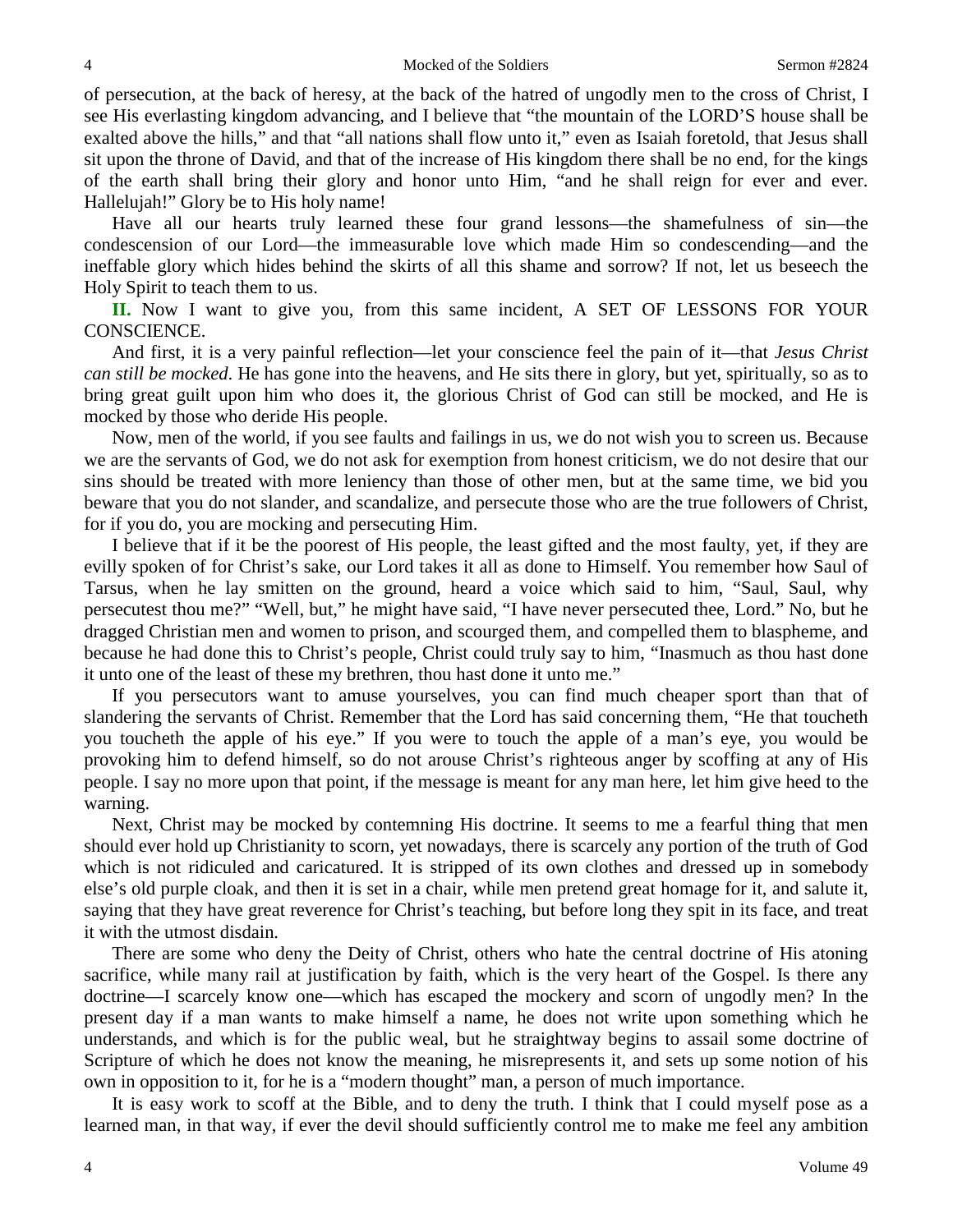of persecution, at the back of heresy, at the back of the hatred of ungodly men to the cross of Christ, I see His everlasting kingdom advancing, and I believe that "the mountain of the LORD'S house shall be exalted above the hills," and that "all nations shall flow unto it," even as Isaiah foretold, that Jesus shall sit upon the throne of David, and that of the increase of His kingdom there shall be no end, for the kings of the earth shall bring their glory and honor unto Him, "and he shall reign for ever and ever. Hallelujah!" Glory be to His holy name!

Have all our hearts truly learned these four grand lessons—the shamefulness of sin—the condescension of our Lord—the immeasurable love which made Him so condescending—and the ineffable glory which hides behind the skirts of all this shame and sorrow? If not, let us beseech the Holy Spirit to teach them to us.

**II.** Now I want to give you, from this same incident, A SET OF LESSONS FOR YOUR CONSCIENCE.

And first, it is a very painful reflection—let your conscience feel the pain of it—that *Jesus Christ can still be mocked*. He has gone into the heavens, and He sits there in glory, but yet, spiritually, so as to bring great guilt upon him who does it, the glorious Christ of God can still be mocked, and He is mocked by those who deride His people.

Now, men of the world, if you see faults and failings in us, we do not wish you to screen us. Because we are the servants of God, we do not ask for exemption from honest criticism, we do not desire that our sins should be treated with more leniency than those of other men, but at the same time, we bid you beware that you do not slander, and scandalize, and persecute those who are the true followers of Christ, for if you do, you are mocking and persecuting Him.

I believe that if it be the poorest of His people, the least gifted and the most faulty, yet, if they are evilly spoken of for Christ's sake, our Lord takes it all as done to Himself. You remember how Saul of Tarsus, when he lay smitten on the ground, heard a voice which said to him, "Saul, Saul, why persecutest thou me?" "Well, but," he might have said, "I have never persecuted thee, Lord." No, but he dragged Christian men and women to prison, and scourged them, and compelled them to blaspheme, and because he had done this to Christ's people, Christ could truly say to him, "Inasmuch as thou hast done it unto one of the least of these my brethren, thou hast done it unto me."

If you persecutors want to amuse yourselves, you can find much cheaper sport than that of slandering the servants of Christ. Remember that the Lord has said concerning them, "He that toucheth you toucheth the apple of his eye." If you were to touch the apple of a man's eye, you would be provoking him to defend himself, so do not arouse Christ's righteous anger by scoffing at any of His people. I say no more upon that point, if the message is meant for any man here, let him give heed to the warning.

Next, Christ may be mocked by contemning His doctrine. It seems to me a fearful thing that men should ever hold up Christianity to scorn, yet nowadays, there is scarcely any portion of the truth of God which is not ridiculed and caricatured. It is stripped of its own clothes and dressed up in somebody else's old purple cloak, and then it is set in a chair, while men pretend great homage for it, and salute it, saying that they have great reverence for Christ's teaching, but before long they spit in its face, and treat it with the utmost disdain.

There are some who deny the Deity of Christ, others who hate the central doctrine of His atoning sacrifice, while many rail at justification by faith, which is the very heart of the Gospel. Is there any doctrine—I scarcely know one—which has escaped the mockery and scorn of ungodly men? In the present day if a man wants to make himself a name, he does not write upon something which he understands, and which is for the public weal, but he straightway begins to assail some doctrine of Scripture of which he does not know the meaning, he misrepresents it, and sets up some notion of his own in opposition to it, for he is a "modern thought" man, a person of much importance.

It is easy work to scoff at the Bible, and to deny the truth. I think that I could myself pose as a learned man, in that way, if ever the devil should sufficiently control me to make me feel any ambition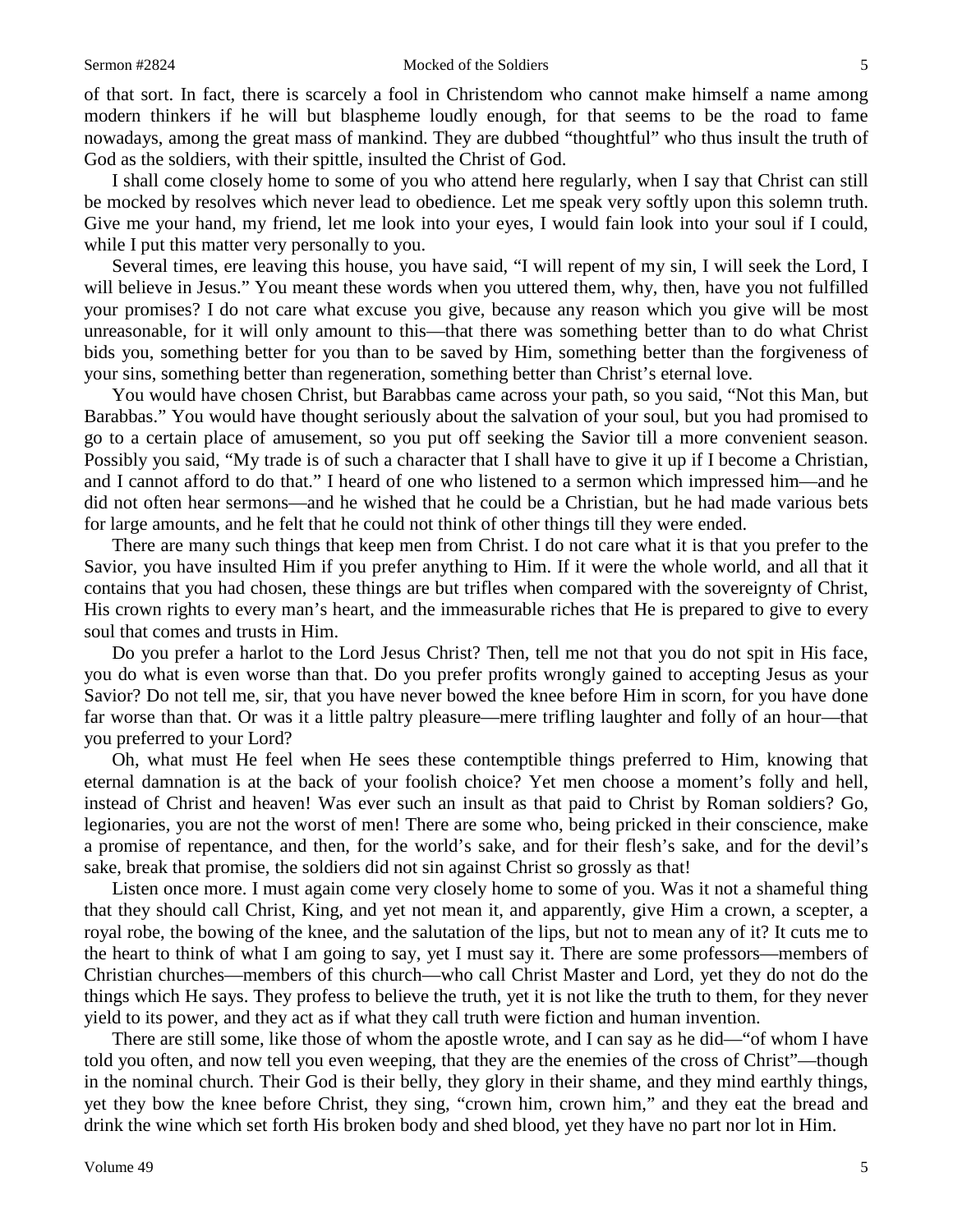of that sort. In fact, there is scarcely a fool in Christendom who cannot make himself a name among modern thinkers if he will but blaspheme loudly enough, for that seems to be the road to fame nowadays, among the great mass of mankind. They are dubbed "thoughtful" who thus insult the truth of God as the soldiers, with their spittle, insulted the Christ of God.

I shall come closely home to some of you who attend here regularly, when I say that Christ can still be mocked by resolves which never lead to obedience. Let me speak very softly upon this solemn truth. Give me your hand, my friend, let me look into your eyes, I would fain look into your soul if I could, while I put this matter very personally to you.

Several times, ere leaving this house, you have said, "I will repent of my sin, I will seek the Lord, I will believe in Jesus." You meant these words when you uttered them, why, then, have you not fulfilled your promises? I do not care what excuse you give, because any reason which you give will be most unreasonable, for it will only amount to this—that there was something better than to do what Christ bids you, something better for you than to be saved by Him, something better than the forgiveness of your sins, something better than regeneration, something better than Christ's eternal love.

You would have chosen Christ, but Barabbas came across your path, so you said, "Not this Man, but Barabbas." You would have thought seriously about the salvation of your soul, but you had promised to go to a certain place of amusement, so you put off seeking the Savior till a more convenient season. Possibly you said, "My trade is of such a character that I shall have to give it up if I become a Christian, and I cannot afford to do that." I heard of one who listened to a sermon which impressed him—and he did not often hear sermons—and he wished that he could be a Christian, but he had made various bets for large amounts, and he felt that he could not think of other things till they were ended.

There are many such things that keep men from Christ. I do not care what it is that you prefer to the Savior, you have insulted Him if you prefer anything to Him. If it were the whole world, and all that it contains that you had chosen, these things are but trifles when compared with the sovereignty of Christ, His crown rights to every man's heart, and the immeasurable riches that He is prepared to give to every soul that comes and trusts in Him.

Do you prefer a harlot to the Lord Jesus Christ? Then, tell me not that you do not spit in His face, you do what is even worse than that. Do you prefer profits wrongly gained to accepting Jesus as your Savior? Do not tell me, sir, that you have never bowed the knee before Him in scorn, for you have done far worse than that. Or was it a little paltry pleasure—mere trifling laughter and folly of an hour—that you preferred to your Lord?

Oh, what must He feel when He sees these contemptible things preferred to Him, knowing that eternal damnation is at the back of your foolish choice? Yet men choose a moment's folly and hell, instead of Christ and heaven! Was ever such an insult as that paid to Christ by Roman soldiers? Go, legionaries, you are not the worst of men! There are some who, being pricked in their conscience, make a promise of repentance, and then, for the world's sake, and for their flesh's sake, and for the devil's sake, break that promise, the soldiers did not sin against Christ so grossly as that!

Listen once more. I must again come very closely home to some of you. Was it not a shameful thing that they should call Christ, King, and yet not mean it, and apparently, give Him a crown, a scepter, a royal robe, the bowing of the knee, and the salutation of the lips, but not to mean any of it? It cuts me to the heart to think of what I am going to say, yet I must say it. There are some professors—members of Christian churches—members of this church—who call Christ Master and Lord, yet they do not do the things which He says. They profess to believe the truth, yet it is not like the truth to them, for they never yield to its power, and they act as if what they call truth were fiction and human invention.

There are still some, like those of whom the apostle wrote, and I can say as he did—"of whom I have told you often, and now tell you even weeping, that they are the enemies of the cross of Christ"—though in the nominal church. Their God is their belly, they glory in their shame, and they mind earthly things, yet they bow the knee before Christ, they sing, "crown him, crown him," and they eat the bread and drink the wine which set forth His broken body and shed blood, yet they have no part nor lot in Him.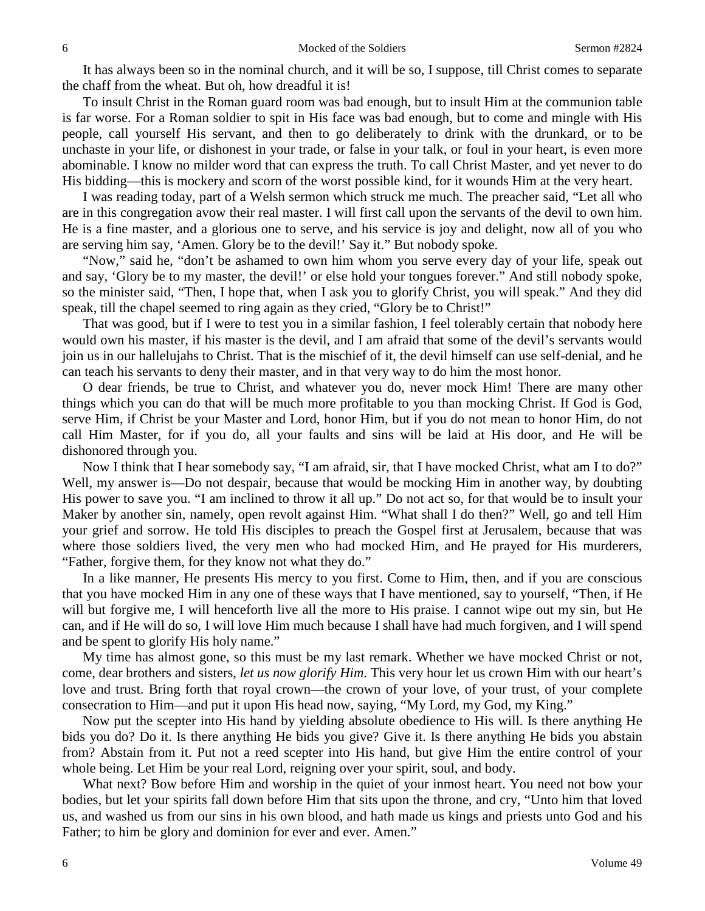It has always been so in the nominal church, and it will be so, I suppose, till Christ comes to separate the chaff from the wheat. But oh, how dreadful it is!

To insult Christ in the Roman guard room was bad enough, but to insult Him at the communion table is far worse. For a Roman soldier to spit in His face was bad enough, but to come and mingle with His people, call yourself His servant, and then to go deliberately to drink with the drunkard, or to be unchaste in your life, or dishonest in your trade, or false in your talk, or foul in your heart, is even more abominable. I know no milder word that can express the truth. To call Christ Master, and yet never to do His bidding—this is mockery and scorn of the worst possible kind, for it wounds Him at the very heart.

I was reading today, part of a Welsh sermon which struck me much. The preacher said, "Let all who are in this congregation avow their real master. I will first call upon the servants of the devil to own him. He is a fine master, and a glorious one to serve, and his service is joy and delight, now all of you who are serving him say, 'Amen. Glory be to the devil!' Say it." But nobody spoke.

"Now," said he, "don't be ashamed to own him whom you serve every day of your life, speak out and say, 'Glory be to my master, the devil!' or else hold your tongues forever." And still nobody spoke, so the minister said, "Then, I hope that, when I ask you to glorify Christ, you will speak." And they did speak, till the chapel seemed to ring again as they cried, "Glory be to Christ!"

That was good, but if I were to test you in a similar fashion, I feel tolerably certain that nobody here would own his master, if his master is the devil, and I am afraid that some of the devil's servants would join us in our hallelujahs to Christ. That is the mischief of it, the devil himself can use self-denial, and he can teach his servants to deny their master, and in that very way to do him the most honor.

O dear friends, be true to Christ, and whatever you do, never mock Him! There are many other things which you can do that will be much more profitable to you than mocking Christ. If God is God, serve Him, if Christ be your Master and Lord, honor Him, but if you do not mean to honor Him, do not call Him Master, for if you do, all your faults and sins will be laid at His door, and He will be dishonored through you.

Now I think that I hear somebody say, "I am afraid, sir, that I have mocked Christ, what am I to do?" Well, my answer is—Do not despair, because that would be mocking Him in another way, by doubting His power to save you. "I am inclined to throw it all up." Do not act so, for that would be to insult your Maker by another sin, namely, open revolt against Him. "What shall I do then?" Well, go and tell Him your grief and sorrow. He told His disciples to preach the Gospel first at Jerusalem, because that was where those soldiers lived, the very men who had mocked Him, and He prayed for His murderers, "Father, forgive them, for they know not what they do."

In a like manner, He presents His mercy to you first. Come to Him, then, and if you are conscious that you have mocked Him in any one of these ways that I have mentioned, say to yourself, "Then, if He will but forgive me, I will henceforth live all the more to His praise. I cannot wipe out my sin, but He can, and if He will do so, I will love Him much because I shall have had much forgiven, and I will spend and be spent to glorify His holy name."

My time has almost gone, so this must be my last remark. Whether we have mocked Christ or not, come, dear brothers and sisters, *let us now glorify Him*. This very hour let us crown Him with our heart's love and trust. Bring forth that royal crown—the crown of your love, of your trust, of your complete consecration to Him—and put it upon His head now, saying, "My Lord, my God, my King."

Now put the scepter into His hand by yielding absolute obedience to His will. Is there anything He bids you do? Do it. Is there anything He bids you give? Give it. Is there anything He bids you abstain from? Abstain from it. Put not a reed scepter into His hand, but give Him the entire control of your whole being. Let Him be your real Lord, reigning over your spirit, soul, and body.

What next? Bow before Him and worship in the quiet of your inmost heart. You need not bow your bodies, but let your spirits fall down before Him that sits upon the throne, and cry, "Unto him that loved us, and washed us from our sins in his own blood, and hath made us kings and priests unto God and his Father; to him be glory and dominion for ever and ever. Amen."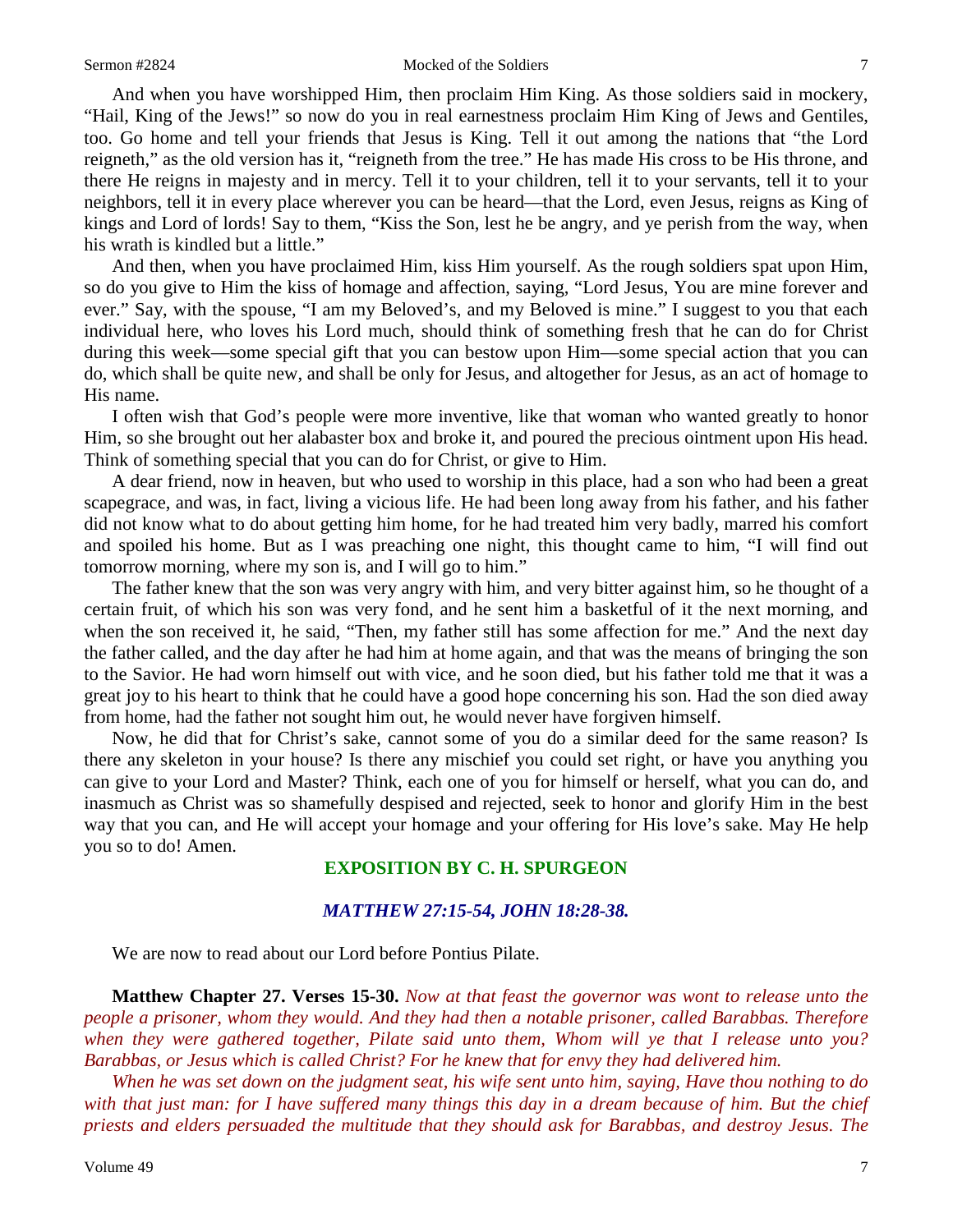And when you have worshipped Him, then proclaim Him King. As those soldiers said in mockery, "Hail, King of the Jews!" so now do you in real earnestness proclaim Him King of Jews and Gentiles, too. Go home and tell your friends that Jesus is King. Tell it out among the nations that "the Lord reigneth," as the old version has it, "reigneth from the tree." He has made His cross to be His throne, and there He reigns in majesty and in mercy. Tell it to your children, tell it to your servants, tell it to your neighbors, tell it in every place wherever you can be heard—that the Lord, even Jesus, reigns as King of kings and Lord of lords! Say to them, "Kiss the Son, lest he be angry, and ye perish from the way, when his wrath is kindled but a little."

And then, when you have proclaimed Him, kiss Him yourself. As the rough soldiers spat upon Him, so do you give to Him the kiss of homage and affection, saying, "Lord Jesus, You are mine forever and ever." Say, with the spouse, "I am my Beloved's, and my Beloved is mine." I suggest to you that each individual here, who loves his Lord much, should think of something fresh that he can do for Christ during this week—some special gift that you can bestow upon Him—some special action that you can do, which shall be quite new, and shall be only for Jesus, and altogether for Jesus, as an act of homage to His name.

I often wish that God's people were more inventive, like that woman who wanted greatly to honor Him, so she brought out her alabaster box and broke it, and poured the precious ointment upon His head. Think of something special that you can do for Christ, or give to Him.

A dear friend, now in heaven, but who used to worship in this place, had a son who had been a great scapegrace, and was, in fact, living a vicious life. He had been long away from his father, and his father did not know what to do about getting him home, for he had treated him very badly, marred his comfort and spoiled his home. But as I was preaching one night, this thought came to him, "I will find out tomorrow morning, where my son is, and I will go to him."

The father knew that the son was very angry with him, and very bitter against him, so he thought of a certain fruit, of which his son was very fond, and he sent him a basketful of it the next morning, and when the son received it, he said, "Then, my father still has some affection for me." And the next day the father called, and the day after he had him at home again, and that was the means of bringing the son to the Savior. He had worn himself out with vice, and he soon died, but his father told me that it was a great joy to his heart to think that he could have a good hope concerning his son. Had the son died away from home, had the father not sought him out, he would never have forgiven himself.

Now, he did that for Christ's sake, cannot some of you do a similar deed for the same reason? Is there any skeleton in your house? Is there any mischief you could set right, or have you anything you can give to your Lord and Master? Think, each one of you for himself or herself, what you can do, and inasmuch as Christ was so shamefully despised and rejected, seek to honor and glorify Him in the best way that you can, and He will accept your homage and your offering for His love's sake. May He help you so to do! Amen.

## EXPOSITION BY C. H. SPURGEON

### *MATTHEW 27:15-54, JOHN 18:28-38.*

We are now to read about our Lord before Pontius Pilate.

**Matthew Chapter 27. Verses 15-30.** *Now at that feast the governor was wont to release unto the people a prisoner, whom they would. And they had then a notable prisoner, called Barabbas. Therefore when they were gathered together, Pilate said unto them, Whom will ye that I release unto you? Barabbas, or Jesus which is called Christ? For he knew that for envy they had delivered him.*

*When he was set down on the judgment seat, his wife sent unto him, saying, Have thou nothing to do with that just man: for I have suffered many things this day in a dream because of him. But the chief priests and elders persuaded the multitude that they should ask for Barabbas, and destroy Jesus. The*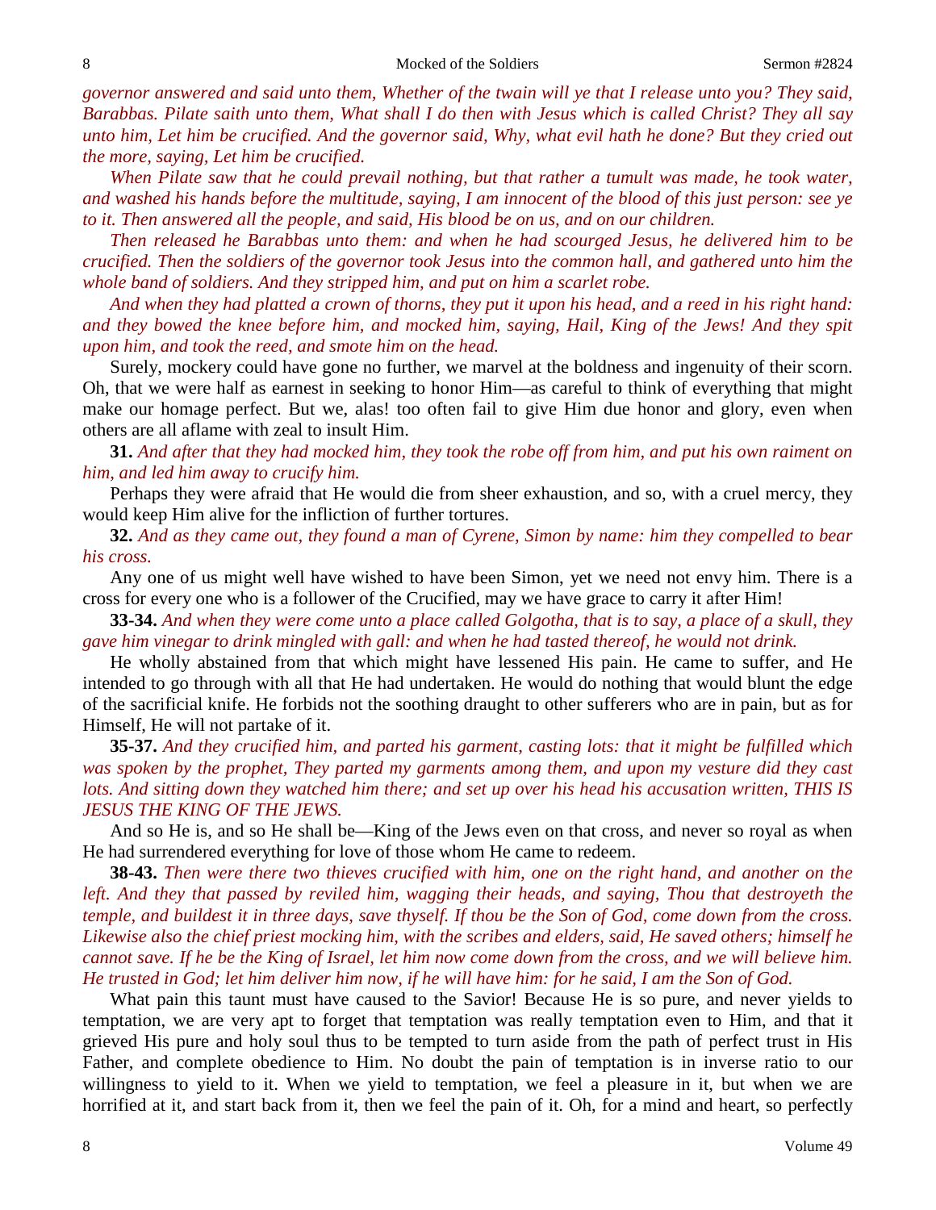*governor answered and said unto them, Whether of the twain will ye that I release unto you? They said, Barabbas. Pilate saith unto them, What shall I do then with Jesus which is called Christ? They all say unto him, Let him be crucified. And the governor said, Why, what evil hath he done? But they cried out the more, saying, Let him be crucified.*

*When Pilate saw that he could prevail nothing, but that rather a tumult was made, he took water, and washed his hands before the multitude, saying, I am innocent of the blood of this just person: see ye to it. Then answered all the people, and said, His blood be on us, and on our children.*

*Then released he Barabbas unto them: and when he had scourged Jesus, he delivered him to be crucified. Then the soldiers of the governor took Jesus into the common hall, and gathered unto him the whole band of soldiers. And they stripped him, and put on him a scarlet robe.*

*And when they had platted a crown of thorns, they put it upon his head, and a reed in his right hand: and they bowed the knee before him, and mocked him, saying, Hail, King of the Jews! And they spit upon him, and took the reed, and smote him on the head.*

Surely, mockery could have gone no further, we marvel at the boldness and ingenuity of their scorn. Oh, that we were half as earnest in seeking to honor Him—as careful to think of everything that might make our homage perfect. But we, alas! too often fail to give Him due honor and glory, even when others are all aflame with zeal to insult Him.

**31.** *And after that they had mocked him, they took the robe off from him, and put his own raiment on him, and led him away to crucify him.*

Perhaps they were afraid that He would die from sheer exhaustion, and so, with a cruel mercy, they would keep Him alive for the infliction of further tortures.

**32.** *And as they came out, they found a man of Cyrene, Simon by name: him they compelled to bear his cross.*

Any one of us might well have wished to have been Simon, yet we need not envy him. There is a cross for every one who is a follower of the Crucified, may we have grace to carry it after Him!

**33-34.** *And when they were come unto a place called Golgotha, that is to say, a place of a skull, they gave him vinegar to drink mingled with gall: and when he had tasted thereof, he would not drink.*

He wholly abstained from that which might have lessened His pain. He came to suffer, and He intended to go through with all that He had undertaken. He would do nothing that would blunt the edge of the sacrificial knife. He forbids not the soothing draught to other sufferers who are in pain, but as for Himself, He will not partake of it.

**35-37.** *And they crucified him, and parted his garment, casting lots: that it might be fulfilled which was spoken by the prophet, They parted my garments among them, and upon my vesture did they cast lots. And sitting down they watched him there; and set up over his head his accusation written, THIS IS JESUS THE KING OF THE JEWS.*

And so He is, and so He shall be—King of the Jews even on that cross, and never so royal as when He had surrendered everything for love of those whom He came to redeem.

**38-43.** *Then were there two thieves crucified with him, one on the right hand, and another on the left. And they that passed by reviled him, wagging their heads, and saying, Thou that destroyeth the temple, and buildest it in three days, save thyself. If thou be the Son of God, come down from the cross. Likewise also the chief priest mocking him, with the scribes and elders, said, He saved others; himself he cannot save. If he be the King of Israel, let him now come down from the cross, and we will believe him. He trusted in God; let him deliver him now, if he will have him: for he said, I am the Son of God.*

What pain this taunt must have caused to the Savior! Because He is so pure, and never yields to temptation, we are very apt to forget that temptation was really temptation even to Him, and that it grieved His pure and holy soul thus to be tempted to turn aside from the path of perfect trust in His Father, and complete obedience to Him. No doubt the pain of temptation is in inverse ratio to our willingness to yield to it. When we yield to temptation, we feel a pleasure in it, but when we are horrified at it, and start back from it, then we feel the pain of it. Oh, for a mind and heart, so perfectly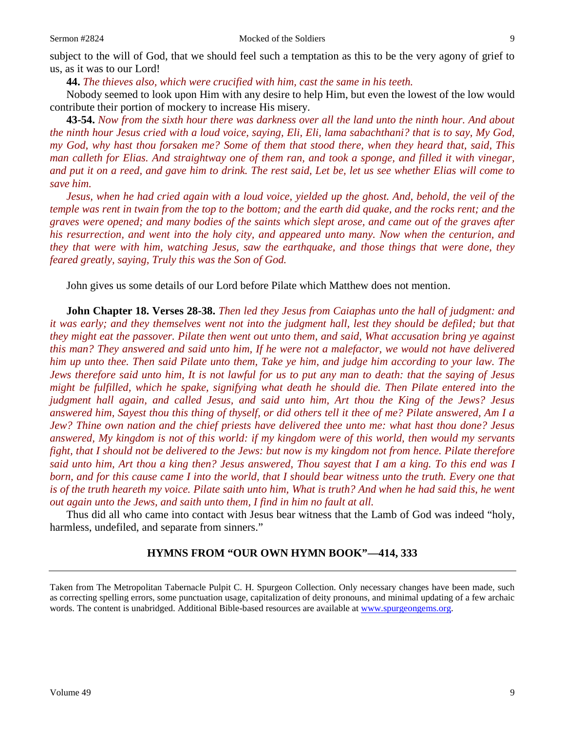subject to the will of God, that we should feel such a temptation as this to be the very agony of grief to us, as it was to our Lord!

**44.** *The thieves also, which were crucified with him, cast the same in his teeth.*

Nobody seemed to look upon Him with any desire to help Him, but even the lowest of the low would contribute their portion of mockery to increase His misery.

**43-54.** *Now from the sixth hour there was darkness over all the land unto the ninth hour. And about the ninth hour Jesus cried with a loud voice, saying, Eli, Eli, lama sabachthani? that is to say, My God, my God, why hast thou forsaken me? Some of them that stood there, when they heard that, said, This man calleth for Elias. And straightway one of them ran, and took a sponge, and filled it with vinegar, and put it on a reed, and gave him to drink. The rest said, Let be, let us see whether Elias will come to save him.*

*Jesus, when he had cried again with a loud voice, yielded up the ghost. And, behold, the veil of the temple was rent in twain from the top to the bottom; and the earth did quake, and the rocks rent; and the graves were opened; and many bodies of the saints which slept arose, and came out of the graves after his resurrection, and went into the holy city, and appeared unto many. Now when the centurion, and they that were with him, watching Jesus, saw the earthquake, and those things that were done, they feared greatly, saying, Truly this was the Son of God.*

John gives us some details of our Lord before Pilate which Matthew does not mention.

**John Chapter 18. Verses 28-38.** *Then led they Jesus from Caiaphas unto the hall of judgment: and it was early; and they themselves went not into the judgment hall, lest they should be defiled; but that they might eat the passover. Pilate then went out unto them, and said, What accusation bring ye against this man? They answered and said unto him, If he were not a malefactor, we would not have delivered him up unto thee. Then said Pilate unto them, Take ye him, and judge him according to your law. The Jews therefore said unto him, It is not lawful for us to put any man to death: that the saying of Jesus might be fulfilled, which he spake, signifying what death he should die. Then Pilate entered into the judgment hall again, and called Jesus, and said unto him, Art thou the King of the Jews? Jesus answered him, Sayest thou this thing of thyself, or did others tell it thee of me? Pilate answered, Am I a Jew? Thine own nation and the chief priests have delivered thee unto me: what hast thou done? Jesus answered, My kingdom is not of this world: if my kingdom were of this world, then would my servants fight, that I should not be delivered to the Jews: but now is my kingdom not from hence. Pilate therefore said unto him, Art thou a king then? Jesus answered, Thou sayest that I am a king. To this end was I born, and for this cause came I into the world, that I should bear witness unto the truth. Every one that is of the truth heareth my voice. Pilate saith unto him, What is truth? And when he had said this, he went out again unto the Jews, and saith unto them, I find in him no fault at all.*

Thus did all who came into contact with Jesus bear witness that the Lamb of God was indeed "holy, harmless, undefiled, and separate from sinners."

### HYMNS FROM "OUR OWN HYMN BOOK"—414, 333

---

Taken from The Metropolitan Tabernacle Pulpit C. H. Spurgeon Collection. Only necessary changes have been made, such as correcting spelling errors, some punctuation usage, capitalization of deity pronouns, and minimal updating of a few archaic words. The content is unabridged. Additional Bible-based resources are available at www.spurgeongems.org.